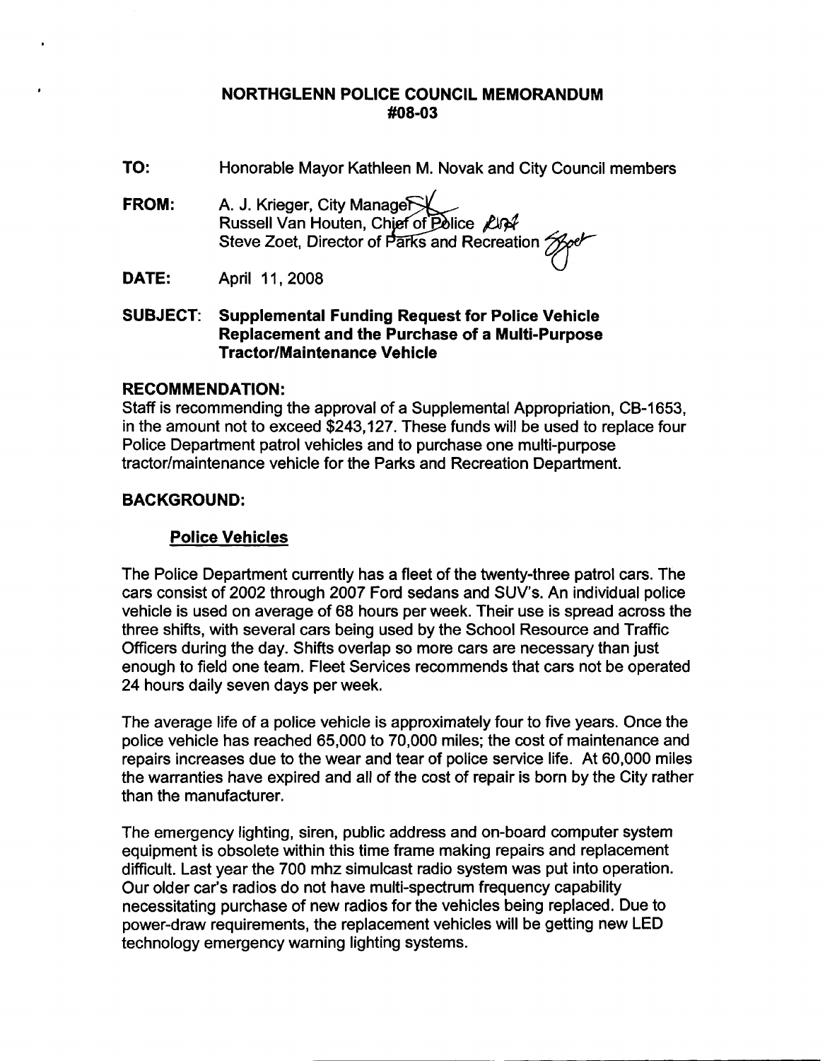# NORTHGLENN POLICE COUNCIL MEMORANDUM #08-03

**TO:** Honorable Mayor Kathleen M. Novak and City Council members

**FROM:** A. J. Krieger, City Manager
Russell Van Houten, Chief of Police
Steve Zoet, Director of Parks and Recreation

**DATE:** April 11, 2008

**SUBJECT: Supplemental Funding Request for Police Vehicle Replacement and the Purchase of a Multi-Purpose Tractor/Maintenance Vehicle**

## RECOMMENDATION:

Staff is recommending the approval of a Supplemental Appropriation, CB-1653, in the amount not to exceed $243,127. These funds will be used to replace four Police Department patrol vehicles and to purchase one multi-purpose tractor/maintenance vehicle for the Parks and Recreation Department.

## BACKGROUND:

### Police Vehicles

The Police Department currently has a fleet of the twenty-three patrol cars. The cars consist of 2002 through 2007 Ford sedans and SUV's. An individual police vehicle is used on average of 68 hours per week. Their use is spread across the three shifts, with several cars being used by the School Resource and Traffic Officers during the day. Shifts overlap so more cars are necessary than just enough to field one team. Fleet Services recommends that cars not be operated 24 hours daily seven days per week.

The average life of a police vehicle is approximately four to five years. Once the police vehicle has reached 65,000 to 70,000 miles; the cost of maintenance and repairs increases due to the wear and tear of police service life. At 60,000 miles the warranties have expired and all of the cost of repair is born by the City rather than the manufacturer.

The emergency lighting, siren, public address and on-board computer system equipment is obsolete within this time frame making repairs and replacement difficult. Last year the 700 mhz simulcast radio system was put into operation. Our older car's radios do not have multi-spectrum frequency capability necessitating purchase of new radios for the vehicles being replaced. Due to power-draw requirements, the replacement vehicles will be getting new LED technology emergency warning lighting systems.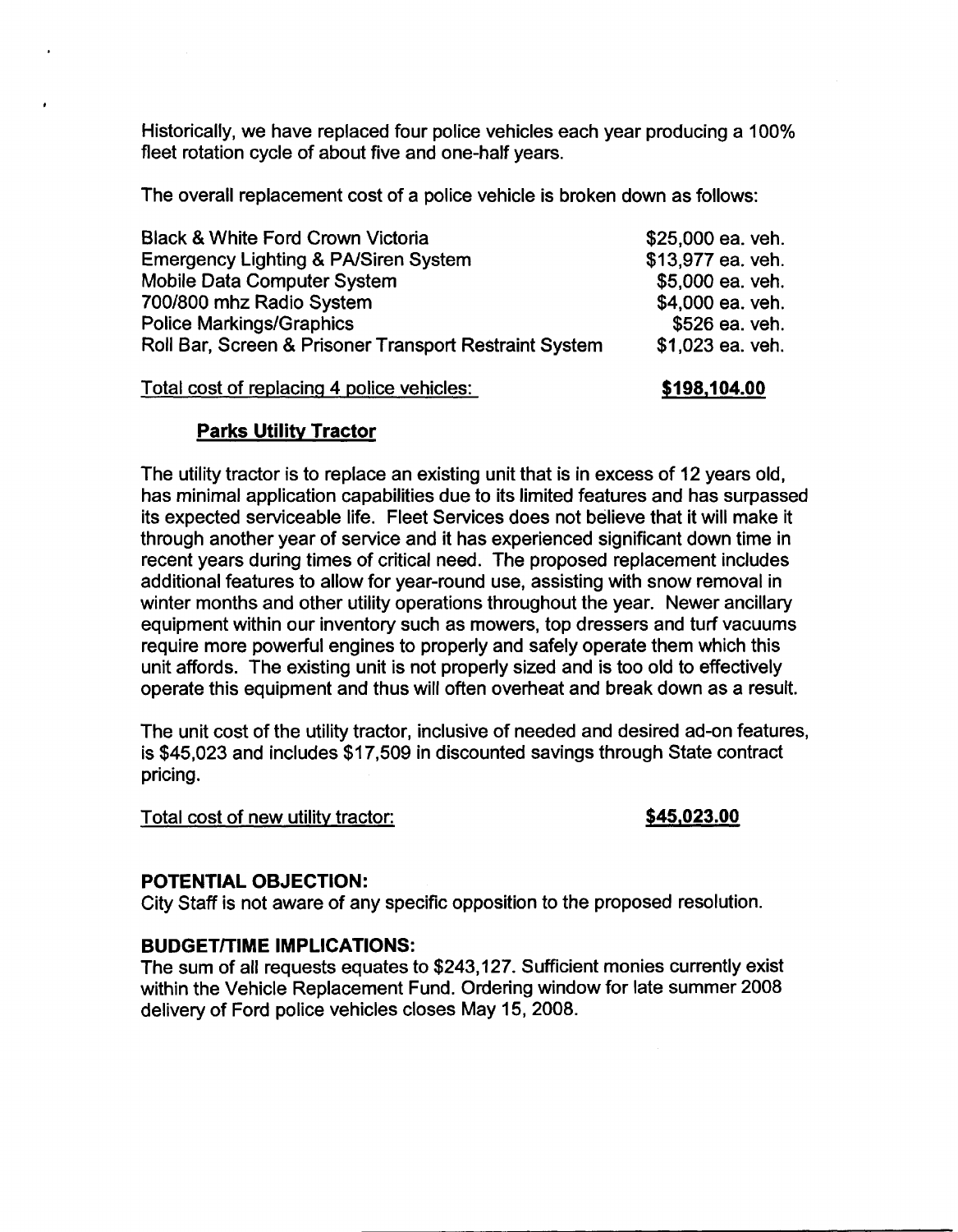Historically, we have replaced four police vehicles each year producing a 100% fleet rotation cycle of about five and one-half years.

The overall replacement cost of a police vehicle is broken down as follows:

| | |
|---|---|
| Black & White Ford Crown Victoria | $25,000 ea. veh. |
| Emergency Lighting & PA/Siren System | $13,977 ea. veh. |
| Mobile Data Computer System | $5,000 ea. veh. |
| 700/800 mhz Radio System | $4,000 ea. veh. |
| Police Markings/Graphics | $526 ea. veh. |
| Roll Bar, Screen & Prisoner Transport Restraint System | $1,023 ea. veh. |

Total cost of replacing 4 police vehicles: **$198,104.00**

### Parks Utility Tractor

The utility tractor is to replace an existing unit that is in excess of 12 years old, has minimal application capabilities due to its limited features and has surpassed its expected serviceable life. Fleet Services does not believe that it will make it through another year of service and it has experienced significant down time in recent years during times of critical need. The proposed replacement includes additional features to allow for year-round use, assisting with snow removal in winter months and other utility operations throughout the year. Newer ancillary equipment within our inventory such as mowers, top dressers and turf vacuums require more powerful engines to properly and safely operate them which this unit affords. The existing unit is not properly sized and is too old to effectively operate this equipment and thus will often overheat and break down as a result.

The unit cost of the utility tractor, inclusive of needed and desired ad-on features, is $45,023 and includes $17,509 in discounted savings through State contract pricing.

Total cost of new utility tractor: **$45,023.00**

**POTENTIAL OBJECTION:**
City Staff is not aware of any specific opposition to the proposed resolution.

**BUDGET/TIME IMPLICATIONS:**
The sum of all requests equates to $243,127. Sufficient monies currently exist within the Vehicle Replacement Fund. Ordering window for late summer 2008 delivery of Ford police vehicles closes May 15, 2008.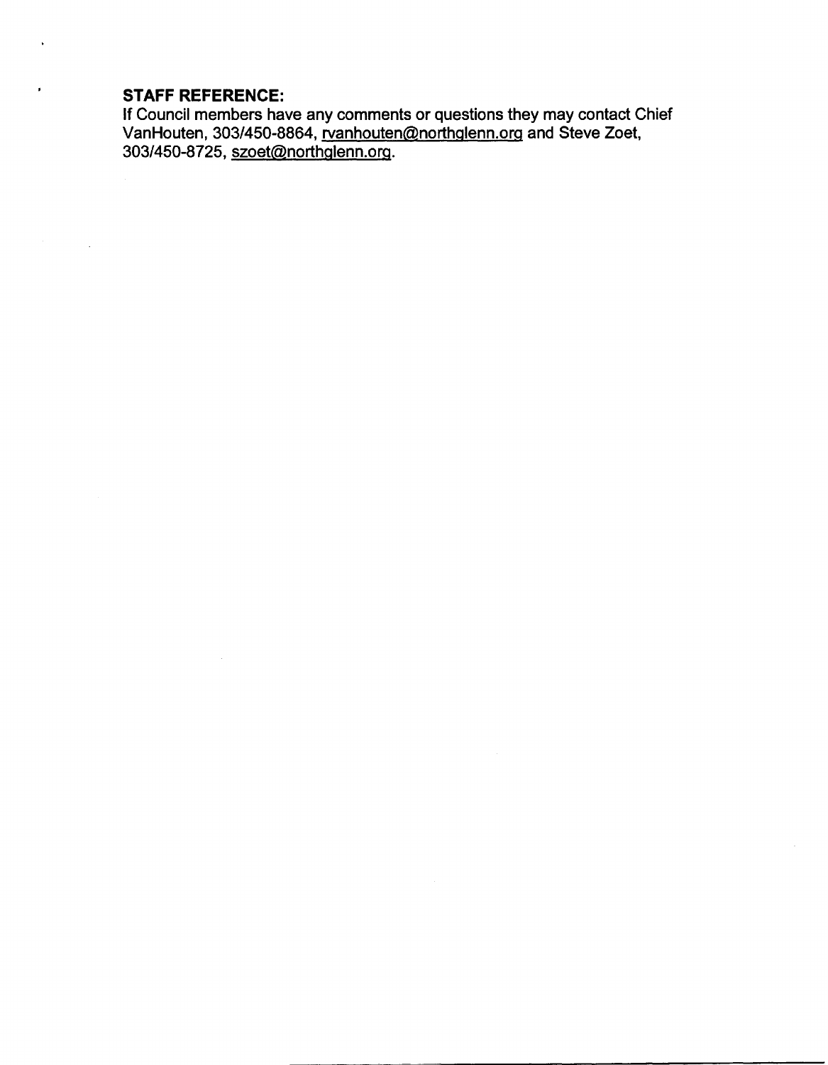**STAFF REFERENCE:**

If Council members have any comments or questions they may contact Chief VanHouten, 303/450-8864, rvanhouten@northglenn.org and Steve Zoet, 303/450-8725, szoet@northglenn.org.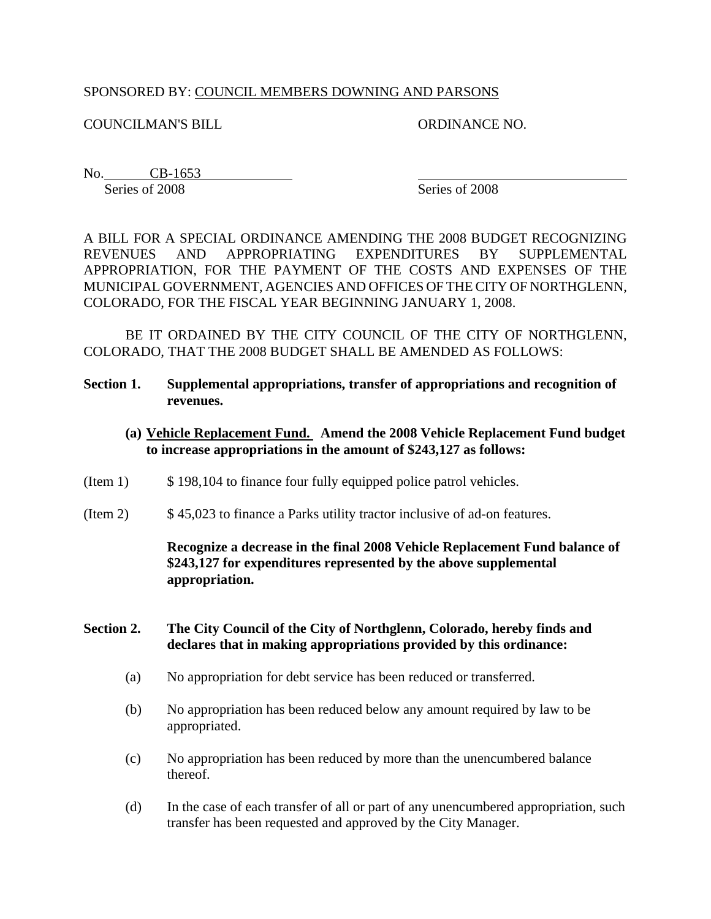SPONSORED BY: COUNCIL MEMBERS DOWNING AND PARSONS

COUNCILMAN'S BILL ORDINANCE NO.

No. CB-1653
Series of 2008

_______________________
Series of 2008

A BILL FOR A SPECIAL ORDINANCE AMENDING THE 2008 BUDGET RECOGNIZING REVENUES AND APPROPRIATING EXPENDITURES BY SUPPLEMENTAL APPROPRIATION, FOR THE PAYMENT OF THE COSTS AND EXPENSES OF THE MUNICIPAL GOVERNMENT, AGENCIES AND OFFICES OF THE CITY OF NORTHGLENN, COLORADO, FOR THE FISCAL YEAR BEGINNING JANUARY 1, 2008.

BE IT ORDAINED BY THE CITY COUNCIL OF THE CITY OF NORTHGLENN, COLORADO, THAT THE 2008 BUDGET SHALL BE AMENDED AS FOLLOWS:

**Section 1. Supplemental appropriations, transfer of appropriations and recognition of revenues.**

**(a) Vehicle Replacement Fund. Amend the 2008 Vehicle Replacement Fund budget to increase appropriations in the amount of $243,127 as follows:**

(Item 1) $ 198,104 to finance four fully equipped police patrol vehicles.

(Item 2) $ 45,023 to finance a Parks utility tractor inclusive of ad-on features.

**Recognize a decrease in the final 2008 Vehicle Replacement Fund balance of $243,127 for expenditures represented by the above supplemental appropriation.**

**Section 2. The City Council of the City of Northglenn, Colorado, hereby finds and declares that in making appropriations provided by this ordinance:**

(a) No appropriation for debt service has been reduced or transferred.

(b) No appropriation has been reduced below any amount required by law to be appropriated.

(c) No appropriation has been reduced by more than the unencumbered balance thereof.

(d) In the case of each transfer of all or part of any unencumbered appropriation, such transfer has been requested and approved by the City Manager.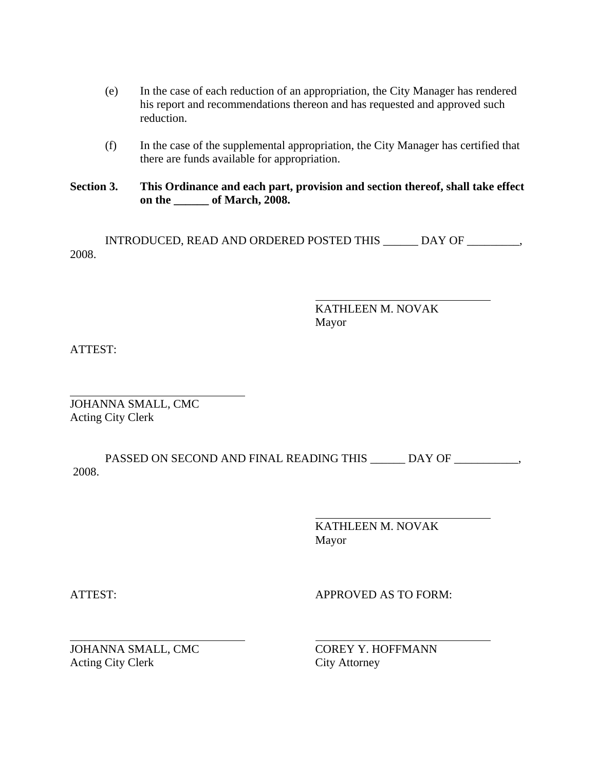(e) In the case of each reduction of an appropriation, the City Manager has rendered his report and recommendations thereon and has requested and approved such reduction.

(f) In the case of the supplemental appropriation, the City Manager has certified that there are funds available for appropriation.

**Section 3. This Ordinance and each part, provision and section thereof, shall take effect on the ______ of March, 2008.**

INTRODUCED, READ AND ORDERED POSTED THIS ______ DAY OF _________, 2008.

_______________________________
KATHLEEN M. NOVAK
Mayor

ATTEST:

_______________________________
JOHANNA SMALL, CMC
Acting City Clerk

PASSED ON SECOND AND FINAL READING THIS ______ DAY OF ___________, 2008.

_______________________________
KATHLEEN M. NOVAK
Mayor

ATTEST:

_______________________________
JOHANNA SMALL, CMC
Acting City Clerk

APPROVED AS TO FORM:

_______________________________
COREY Y. HOFFMANN
City Attorney